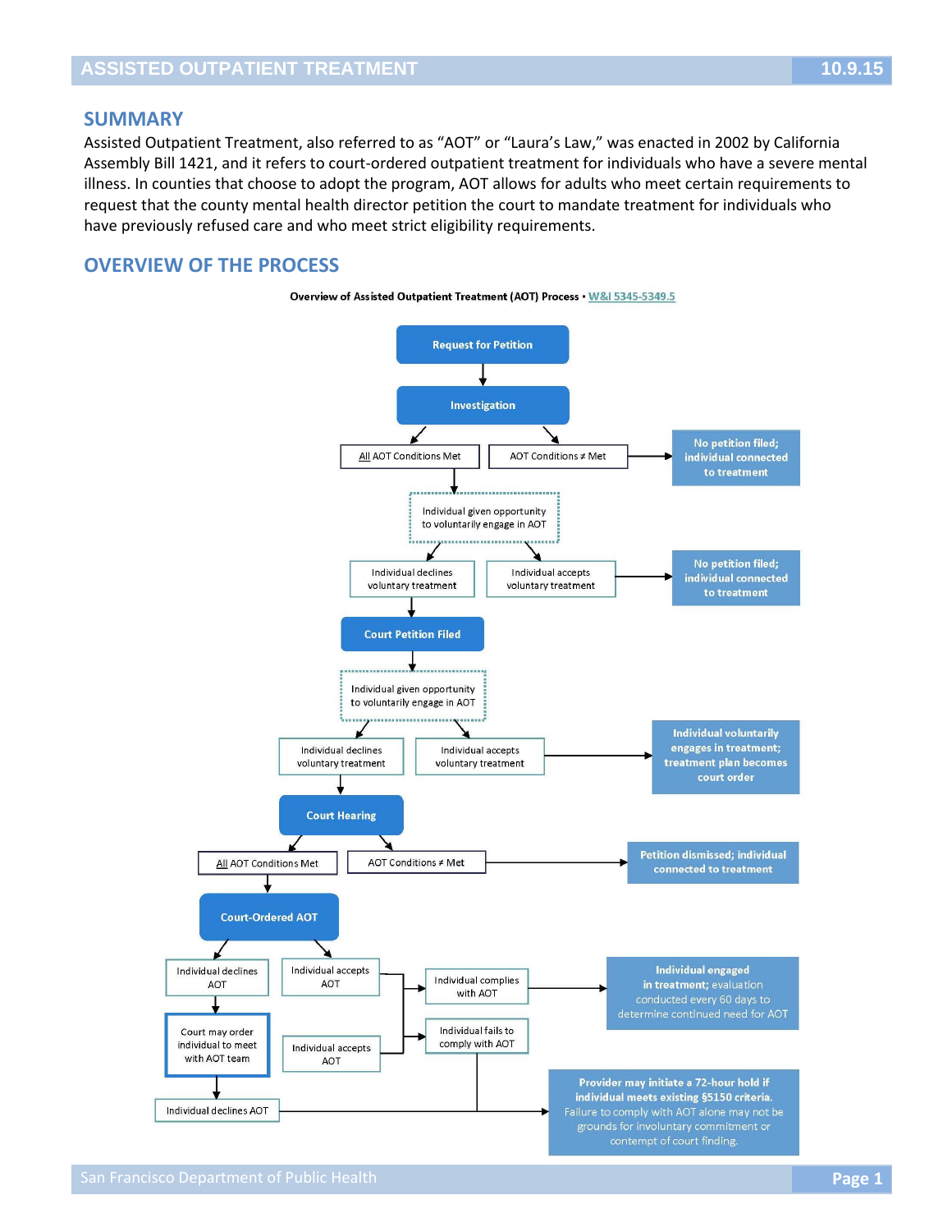## SUMMARY

Assisted Outpatient Treatment, also referred to as "AOT" or "Laura's Law," was enacted in 2002 by California Assembly Bill 1421, and it refers to court-ordered outpatient treatment for individuals who have a severe mental illness. In counties that choose to adopt the program, AOT allows for adults who meet certain requirements to request that the county mental health director petition the court to mandate treatment for individuals who have previously refused care and who meet strict eligibility requirements.

## OVERVIEW OF THE PROCESS

**Overview of Assisted Outpatient Treatment (AOT) Process** • W&I 5345-5349.5

- **Request for Petition**
- **Investigation**
  - AOT Conditions ≠ Met → **No petition filed; individual connected to treatment**
  - All AOT Conditions Met → Individual given opportunity to voluntarily engage in AOT
    - Individual accepts voluntary treatment → **No petition filed; individual connected to treatment**
    - Individual declines voluntary treatment → **Court Petition Filed**
- **Court Petition Filed** → Individual given opportunity to voluntarily engage in AOT
  - Individual accepts voluntary treatment → **Individual voluntarily engages in treatment; treatment plan becomes court order**
  - Individual declines voluntary treatment → **Court Hearing**
- **Court Hearing**
  - AOT Conditions ≠ Met → **Petition dismissed; individual connected to treatment**
  - All AOT Conditions Met → **Court-Ordered AOT**
- **Court-Ordered AOT**
  - Individual accepts AOT
    - Individual complies with AOT → **Individual engaged in treatment;** evaluation conducted every 60 days to determine continued need for AOT
    - Individual fails to comply with AOT → **Provider may initiate a 72-hour hold if individual meets existing §5150 criteria.** Failure to comply with AOT alone may not be grounds for involuntary commitment or contempt of court finding.
  - Individual declines AOT → Court may order individual to meet with AOT team
    - Individual accepts AOT → (Individual complies with AOT / Individual fails to comply with AOT)
    - Individual declines AOT → **Provider may initiate a 72-hour hold if individual meets existing §5150 criteria.** Failure to comply with AOT alone may not be grounds for involuntary commitment or contempt of court finding.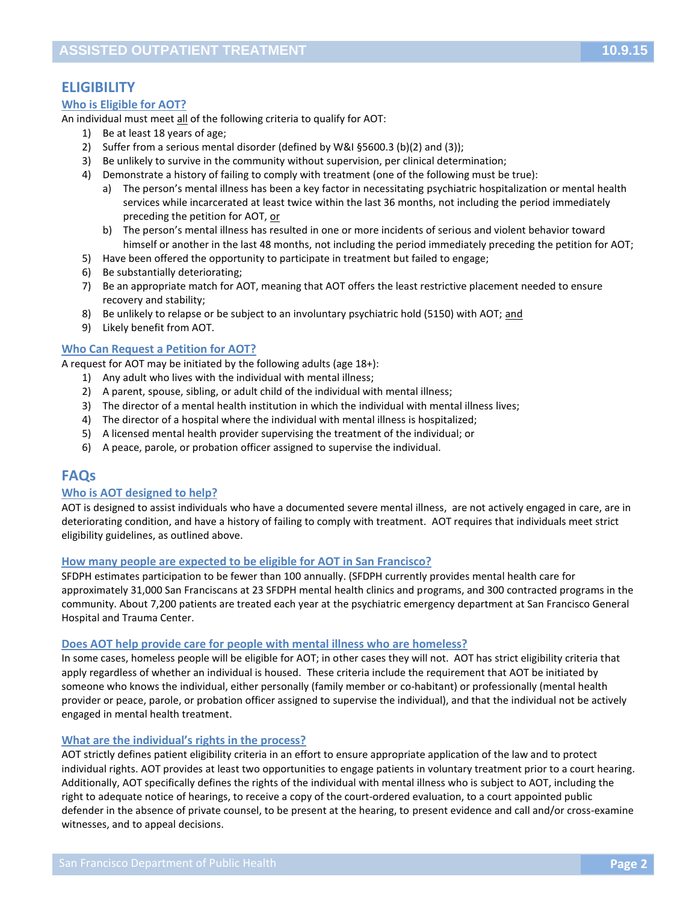## ELIGIBILITY

### Who is Eligible for AOT?

An individual must meet all of the following criteria to qualify for AOT:

1) Be at least 18 years of age;
2) Suffer from a serious mental disorder (defined by W&I §5600.3 (b)(2) and (3));
3) Be unlikely to survive in the community without supervision, per clinical determination;
4) Demonstrate a history of failing to comply with treatment (one of the following must be true):
   a) The person's mental illness has been a key factor in necessitating psychiatric hospitalization or mental health services while incarcerated at least twice within the last 36 months, not including the period immediately preceding the petition for AOT, or
   b) The person's mental illness has resulted in one or more incidents of serious and violent behavior toward himself or another in the last 48 months, not including the period immediately preceding the petition for AOT;
5) Have been offered the opportunity to participate in treatment but failed to engage;
6) Be substantially deteriorating;
7) Be an appropriate match for AOT, meaning that AOT offers the least restrictive placement needed to ensure recovery and stability;
8) Be unlikely to relapse or be subject to an involuntary psychiatric hold (5150) with AOT; and
9) Likely benefit from AOT.

### Who Can Request a Petition for AOT?

A request for AOT may be initiated by the following adults (age 18+):

1) Any adult who lives with the individual with mental illness;
2) A parent, spouse, sibling, or adult child of the individual with mental illness;
3) The director of a mental health institution in which the individual with mental illness lives;
4) The director of a hospital where the individual with mental illness is hospitalized;
5) A licensed mental health provider supervising the treatment of the individual; or
6) A peace, parole, or probation officer assigned to supervise the individual.

## FAQs

### Who is AOT designed to help?

AOT is designed to assist individuals who have a documented severe mental illness, are not actively engaged in care, are in deteriorating condition, and have a history of failing to comply with treatment. AOT requires that individuals meet strict eligibility guidelines, as outlined above.

### How many people are expected to be eligible for AOT in San Francisco?

SFDPH estimates participation to be fewer than 100 annually. (SFDPH currently provides mental health care for approximately 31,000 San Franciscans at 23 SFDPH mental health clinics and programs, and 300 contracted programs in the community. About 7,200 patients are treated each year at the psychiatric emergency department at San Francisco General Hospital and Trauma Center.

### Does AOT help provide care for people with mental illness who are homeless?

In some cases, homeless people will be eligible for AOT; in other cases they will not. AOT has strict eligibility criteria that apply regardless of whether an individual is housed. These criteria include the requirement that AOT be initiated by someone who knows the individual, either personally (family member or co-habitant) or professionally (mental health provider or peace, parole, or probation officer assigned to supervise the individual), and that the individual not be actively engaged in mental health treatment.

### What are the individual's rights in the process?

AOT strictly defines patient eligibility criteria in an effort to ensure appropriate application of the law and to protect individual rights. AOT provides at least two opportunities to engage patients in voluntary treatment prior to a court hearing. Additionally, AOT specifically defines the rights of the individual with mental illness who is subject to AOT, including the right to adequate notice of hearings, to receive a copy of the court-ordered evaluation, to a court appointed public defender in the absence of private counsel, to be present at the hearing, to present evidence and call and/or cross-examine witnesses, and to appeal decisions.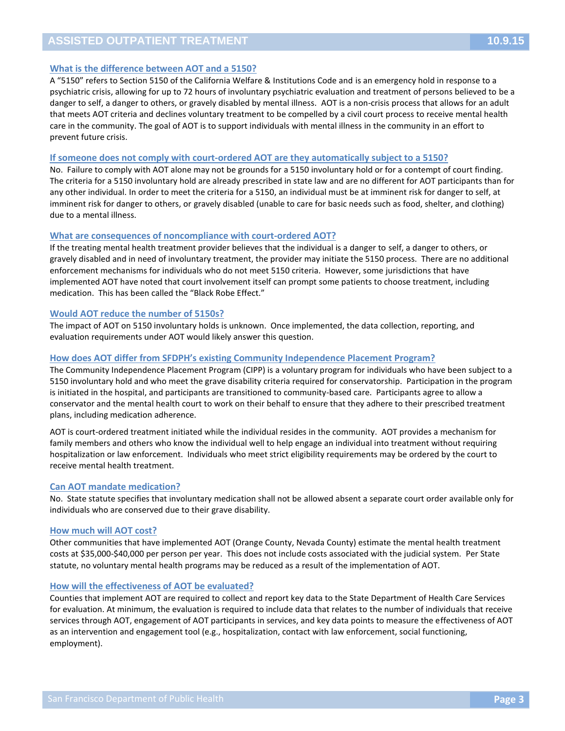## What is the difference between AOT and a 5150?

A "5150" refers to Section 5150 of the California Welfare & Institutions Code and is an emergency hold in response to a psychiatric crisis, allowing for up to 72 hours of involuntary psychiatric evaluation and treatment of persons believed to be a danger to self, a danger to others, or gravely disabled by mental illness. AOT is a non-crisis process that allows for an adult that meets AOT criteria and declines voluntary treatment to be compelled by a civil court process to receive mental health care in the community. The goal of AOT is to support individuals with mental illness in the community in an effort to prevent future crisis.

## If someone does not comply with court-ordered AOT are they automatically subject to a 5150?

No. Failure to comply with AOT alone may not be grounds for a 5150 involuntary hold or for a contempt of court finding. The criteria for a 5150 involuntary hold are already prescribed in state law and are no different for AOT participants than for any other individual. In order to meet the criteria for a 5150, an individual must be at imminent risk for danger to self, at imminent risk for danger to others, or gravely disabled (unable to care for basic needs such as food, shelter, and clothing) due to a mental illness.

## What are consequences of noncompliance with court-ordered AOT?

If the treating mental health treatment provider believes that the individual is a danger to self, a danger to others, or gravely disabled and in need of involuntary treatment, the provider may initiate the 5150 process. There are no additional enforcement mechanisms for individuals who do not meet 5150 criteria. However, some jurisdictions that have implemented AOT have noted that court involvement itself can prompt some patients to choose treatment, including medication. This has been called the "Black Robe Effect."

## Would AOT reduce the number of 5150s?

The impact of AOT on 5150 involuntary holds is unknown. Once implemented, the data collection, reporting, and evaluation requirements under AOT would likely answer this question.

## How does AOT differ from SFDPH's existing Community Independence Placement Program?

The Community Independence Placement Program (CIPP) is a voluntary program for individuals who have been subject to a 5150 involuntary hold and who meet the grave disability criteria required for conservatorship. Participation in the program is initiated in the hospital, and participants are transitioned to community-based care. Participants agree to allow a conservator and the mental health court to work on their behalf to ensure that they adhere to their prescribed treatment plans, including medication adherence.

AOT is court-ordered treatment initiated while the individual resides in the community. AOT provides a mechanism for family members and others who know the individual well to help engage an individual into treatment without requiring hospitalization or law enforcement. Individuals who meet strict eligibility requirements may be ordered by the court to receive mental health treatment.

## Can AOT mandate medication?

No. State statute specifies that involuntary medication shall not be allowed absent a separate court order available only for individuals who are conserved due to their grave disability.

## How much will AOT cost?

Other communities that have implemented AOT (Orange County, Nevada County) estimate the mental health treatment costs at $35,000-$40,000 per person per year. This does not include costs associated with the judicial system. Per State statute, no voluntary mental health programs may be reduced as a result of the implementation of AOT.

## How will the effectiveness of AOT be evaluated?

Counties that implement AOT are required to collect and report key data to the State Department of Health Care Services for evaluation. At minimum, the evaluation is required to include data that relates to the number of individuals that receive services through AOT, engagement of AOT participants in services, and key data points to measure the effectiveness of AOT as an intervention and engagement tool (e.g., hospitalization, contact with law enforcement, social functioning, employment).